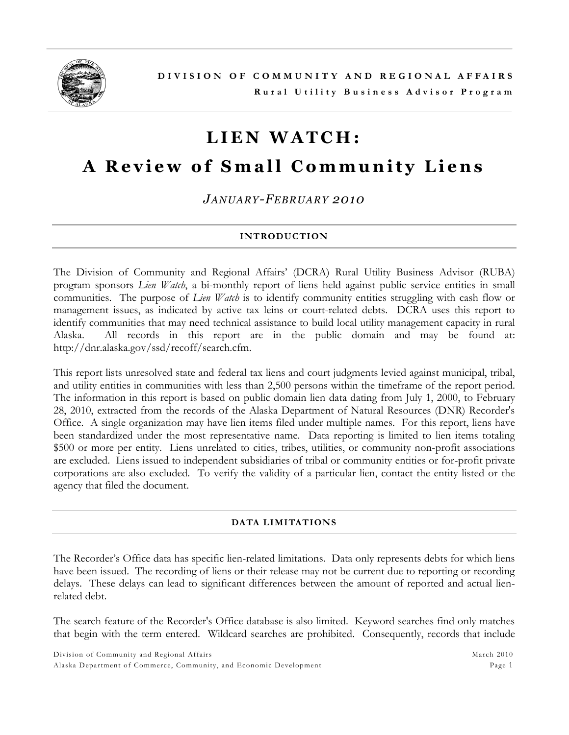**DIVISION OF COMMUNITY AND REGIONAL AFFAIRS**

**Rural Utility Business Advisor Program**

# LIEN WATCH:

# A Review of Small Community Liens

*JANUARY-FEBRUARY 2010*

## INTRODUCTION

The Division of Community and Regional Affairs' (DCRA) Rural Utility Business Advisor (RUBA) program sponsors *Lien Watch*, a bi-monthly report of liens held against public service entities in small communities. The purpose of *Lien Watch* is to identify community entities struggling with cash flow or management issues, as indicated by active tax leins or court-related debts. DCRA uses this report to identify communities that may need technical assistance to build local utility management capacity in rural Alaska. All records in this report are in the public domain and may be found at: http://dnr.alaska.gov/ssd/recoff/search.cfm.

This report lists unresolved state and federal tax liens and court judgments levied against municipal, tribal, and utility entities in communities with less than 2,500 persons within the timeframe of the report period. The information in this report is based on public domain lien data dating from July 1, 2000, to February 28, 2010, extracted from the records of the Alaska Department of Natural Resources (DNR) Recorder's Office. A single organization may have lien items filed under multiple names. For this report, liens have been standardized under the most representative name. Data reporting is limited to lien items totaling $500 or more per entity. Liens unrelated to cities, tribes, utilities, or community non-profit associations are excluded. Liens issued to independent subsidiaries of tribal or community entities or for-profit private corporations are also excluded. To verify the validity of a particular lien, contact the entity listed or the agency that filed the document.

## DATA LIMITATIONS

The Recorder's Office data has specific lien-related limitations. Data only represents debts for which liens have been issued. The recording of liens or their release may not be current due to reporting or recording delays. These delays can lead to significant differences between the amount of reported and actual lien-related debt.

The search feature of the Recorder's Office database is also limited. Keyword searches find only matches that begin with the term entered. Wildcard searches are prohibited. Consequently, records that include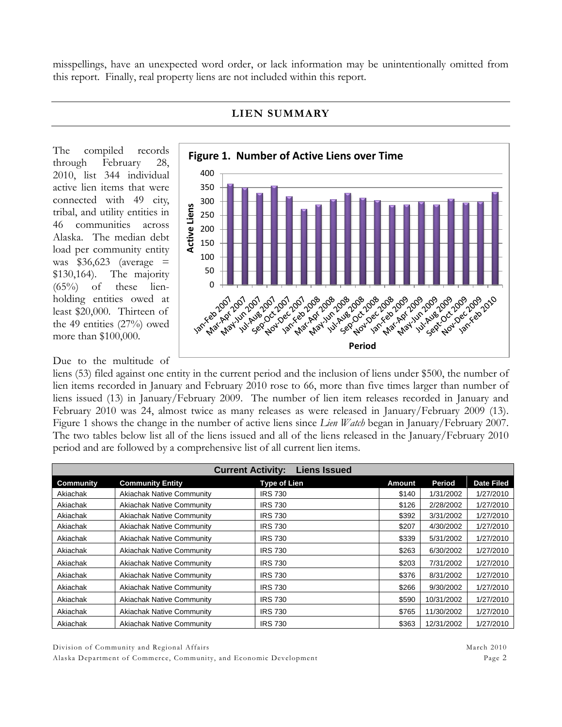misspellings, have an unexpected word order, or lack information may be unintentionally omitted from this report. Finally, real property liens are not included within this report.

## LIEN SUMMARY

The compiled records through February 28, 2010, list 344 individual active lien items that were connected with 49 city, tribal, and utility entities in 46 communities across Alaska. The median debt load per community entity was $36,623 (average = $130,164). The majority (65%) of these lien-holding entities owed at least $20,000. Thirteen of the 49 entities (27%) owed more than $100,000.

**Figure 1. Number of Active Liens over Time**

Due to the multitude of liens (53) filed against one entity in the current period and the inclusion of liens under $500, the number of lien items recorded in January and February 2010 rose to 66, more than five times larger than number of liens issued (13) in January/February 2009. The number of lien item releases recorded in January and February 2010 was 24, almost twice as many releases as were released in January/February 2009 (13). Figure 1 shows the change in the number of active liens since *Lien Watch* began in January/February 2007. The two tables below list all of the liens issued and all of the liens released in the January/February 2010 period and are followed by a comprehensive list of all current lien items.

| Current Activity: Liens Issued | | | | | |
|---|---|---|---|---|---|
| **Community** | **Community Entity** | **Type of Lien** | **Amount** | **Period** | **Date Filed** |
| Akiachak | Akiachak Native Community | IRS 730 | $140 | 1/31/2002 | 1/27/2010 |
| Akiachak | Akiachak Native Community | IRS 730 | $126 | 2/28/2002 | 1/27/2010 |
| Akiachak | Akiachak Native Community | IRS 730 | $392 | 3/31/2002 | 1/27/2010 |
| Akiachak | Akiachak Native Community | IRS 730 | $207 | 4/30/2002 | 1/27/2010 |
| Akiachak | Akiachak Native Community | IRS 730 | $339 | 5/31/2002 | 1/27/2010 |
| Akiachak | Akiachak Native Community | IRS 730 | $263 | 6/30/2002 | 1/27/2010 |
| Akiachak | Akiachak Native Community | IRS 730 | $203 | 7/31/2002 | 1/27/2010 |
| Akiachak | Akiachak Native Community | IRS 730 | $376 | 8/31/2002 | 1/27/2010 |
| Akiachak | Akiachak Native Community | IRS 730 | $266 | 9/30/2002 | 1/27/2010 |
| Akiachak | Akiachak Native Community | IRS 730 | $590 | 10/31/2002 | 1/27/2010 |
| Akiachak | Akiachak Native Community | IRS 730 | $765 | 11/30/2002 | 1/27/2010 |
| Akiachak | Akiachak Native Community | IRS 730 | $363 | 12/31/2002 | 1/27/2010 |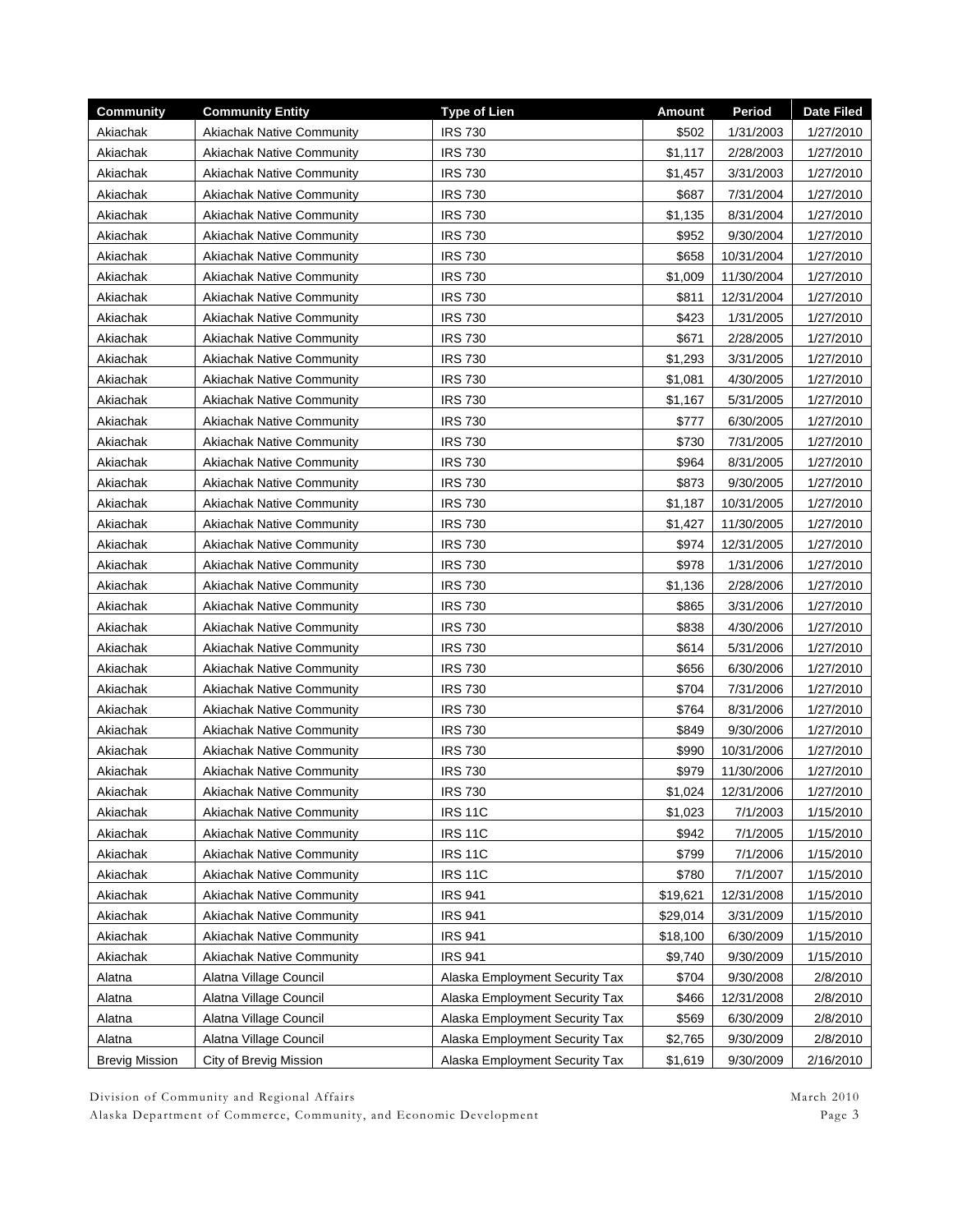| Community | Community Entity | Type of Lien | Amount | Period | Date Filed |
|---|---|---|---|---|---|
| Akiachak | Akiachak Native Community | IRS 730 | $502 | 1/31/2003 | 1/27/2010 |
| Akiachak | Akiachak Native Community | IRS 730 | $1,117 | 2/28/2003 | 1/27/2010 |
| Akiachak | Akiachak Native Community | IRS 730 | $1,457 | 3/31/2003 | 1/27/2010 |
| Akiachak | Akiachak Native Community | IRS 730 | $687 | 7/31/2004 | 1/27/2010 |
| Akiachak | Akiachak Native Community | IRS 730 | $1,135 | 8/31/2004 | 1/27/2010 |
| Akiachak | Akiachak Native Community | IRS 730 | $952 | 9/30/2004 | 1/27/2010 |
| Akiachak | Akiachak Native Community | IRS 730 | $658 | 10/31/2004 | 1/27/2010 |
| Akiachak | Akiachak Native Community | IRS 730 | $1,009 | 11/30/2004 | 1/27/2010 |
| Akiachak | Akiachak Native Community | IRS 730 | $811 | 12/31/2004 | 1/27/2010 |
| Akiachak | Akiachak Native Community | IRS 730 | $423 | 1/31/2005 | 1/27/2010 |
| Akiachak | Akiachak Native Community | IRS 730 | $671 | 2/28/2005 | 1/27/2010 |
| Akiachak | Akiachak Native Community | IRS 730 | $1,293 | 3/31/2005 | 1/27/2010 |
| Akiachak | Akiachak Native Community | IRS 730 | $1,081 | 4/30/2005 | 1/27/2010 |
| Akiachak | Akiachak Native Community | IRS 730 | $1,167 | 5/31/2005 | 1/27/2010 |
| Akiachak | Akiachak Native Community | IRS 730 | $777 | 6/30/2005 | 1/27/2010 |
| Akiachak | Akiachak Native Community | IRS 730 | $730 | 7/31/2005 | 1/27/2010 |
| Akiachak | Akiachak Native Community | IRS 730 | $964 | 8/31/2005 | 1/27/2010 |
| Akiachak | Akiachak Native Community | IRS 730 | $873 | 9/30/2005 | 1/27/2010 |
| Akiachak | Akiachak Native Community | IRS 730 | $1,187 | 10/31/2005 | 1/27/2010 |
| Akiachak | Akiachak Native Community | IRS 730 | $1,427 | 11/30/2005 | 1/27/2010 |
| Akiachak | Akiachak Native Community | IRS 730 | $974 | 12/31/2005 | 1/27/2010 |
| Akiachak | Akiachak Native Community | IRS 730 | $978 | 1/31/2006 | 1/27/2010 |
| Akiachak | Akiachak Native Community | IRS 730 | $1,136 | 2/28/2006 | 1/27/2010 |
| Akiachak | Akiachak Native Community | IRS 730 | $865 | 3/31/2006 | 1/27/2010 |
| Akiachak | Akiachak Native Community | IRS 730 | $838 | 4/30/2006 | 1/27/2010 |
| Akiachak | Akiachak Native Community | IRS 730 | $614 | 5/31/2006 | 1/27/2010 |
| Akiachak | Akiachak Native Community | IRS 730 | $656 | 6/30/2006 | 1/27/2010 |
| Akiachak | Akiachak Native Community | IRS 730 | $704 | 7/31/2006 | 1/27/2010 |
| Akiachak | Akiachak Native Community | IRS 730 | $764 | 8/31/2006 | 1/27/2010 |
| Akiachak | Akiachak Native Community | IRS 730 | $849 | 9/30/2006 | 1/27/2010 |
| Akiachak | Akiachak Native Community | IRS 730 | $990 | 10/31/2006 | 1/27/2010 |
| Akiachak | Akiachak Native Community | IRS 730 | $979 | 11/30/2006 | 1/27/2010 |
| Akiachak | Akiachak Native Community | IRS 730 | $1,024 | 12/31/2006 | 1/27/2010 |
| Akiachak | Akiachak Native Community | IRS 11C | $1,023 | 7/1/2003 | 1/15/2010 |
| Akiachak | Akiachak Native Community | IRS 11C | $942 | 7/1/2005 | 1/15/2010 |
| Akiachak | Akiachak Native Community | IRS 11C | $799 | 7/1/2006 | 1/15/2010 |
| Akiachak | Akiachak Native Community | IRS 11C | $780 | 7/1/2007 | 1/15/2010 |
| Akiachak | Akiachak Native Community | IRS 941 | $19,621 | 12/31/2008 | 1/15/2010 |
| Akiachak | Akiachak Native Community | IRS 941 | $29,014 | 3/31/2009 | 1/15/2010 |
| Akiachak | Akiachak Native Community | IRS 941 | $18,100 | 6/30/2009 | 1/15/2010 |
| Akiachak | Akiachak Native Community | IRS 941 | $9,740 | 9/30/2009 | 1/15/2010 |
| Alatna | Alatna Village Council | Alaska Employment Security Tax | $704 | 9/30/2008 | 2/8/2010 |
| Alatna | Alatna Village Council | Alaska Employment Security Tax | $466 | 12/31/2008 | 2/8/2010 |
| Alatna | Alatna Village Council | Alaska Employment Security Tax | $569 | 6/30/2009 | 2/8/2010 |
| Alatna | Alatna Village Council | Alaska Employment Security Tax | $2,765 | 9/30/2009 | 2/8/2010 |
| Brevig Mission | City of Brevig Mission | Alaska Employment Security Tax | $1,619 | 9/30/2009 | 2/16/2010 |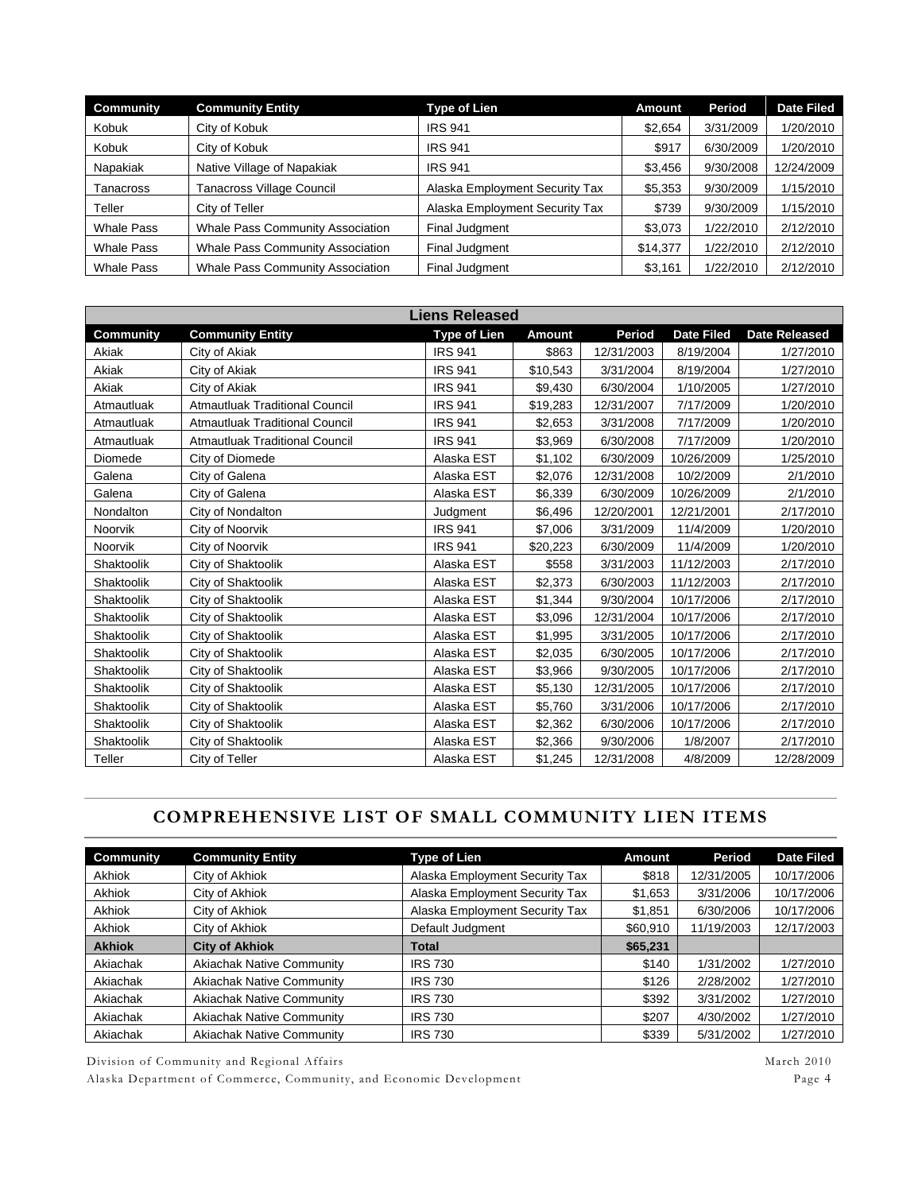| Community | Community Entity | Type of Lien | Amount | Period | Date Filed |
|---|---|---|---|---|---|
| Kobuk | City of Kobuk | IRS 941 | $2,654 | 3/31/2009 | 1/20/2010 |
| Kobuk | City of Kobuk | IRS 941 | $917 | 6/30/2009 | 1/20/2010 |
| Napakiak | Native Village of Napakiak | IRS 941 | $3,456 | 9/30/2008 | 12/24/2009 |
| Tanacross | Tanacross Village Council | Alaska Employment Security Tax | $5,353 | 9/30/2009 | 1/15/2010 |
| Teller | City of Teller | Alaska Employment Security Tax | $739 | 9/30/2009 | 1/15/2010 |
| Whale Pass | Whale Pass Community Association | Final Judgment | $3,073 | 1/22/2010 | 2/12/2010 |
| Whale Pass | Whale Pass Community Association | Final Judgment | $14,377 | 1/22/2010 | 2/12/2010 |
| Whale Pass | Whale Pass Community Association | Final Judgment | $3,161 | 1/22/2010 | 2/12/2010 |

| Liens Released | | | | | | |
|---|---|---|---|---|---|---|
| **Community** | **Community Entity** | **Type of Lien** | **Amount** | **Period** | **Date Filed** | **Date Released** |
| Akiak | City of Akiak | IRS 941 | $863 | 12/31/2003 | 8/19/2004 | 1/27/2010 |
| Akiak | City of Akiak | IRS 941 | $10,543 | 3/31/2004 | 8/19/2004 | 1/27/2010 |
| Akiak | City of Akiak | IRS 941 | $9,430 | 6/30/2004 | 1/10/2005 | 1/27/2010 |
| Atmautluak | Atmautluak Traditional Council | IRS 941 | $19,283 | 12/31/2007 | 7/17/2009 | 1/20/2010 |
| Atmautluak | Atmautluak Traditional Council | IRS 941 | $2,653 | 3/31/2008 | 7/17/2009 | 1/20/2010 |
| Atmautluak | Atmautluak Traditional Council | IRS 941 | $3,969 | 6/30/2008 | 7/17/2009 | 1/20/2010 |
| Diomede | City of Diomede | Alaska EST | $1,102 | 6/30/2009 | 10/26/2009 | 1/25/2010 |
| Galena | City of Galena | Alaska EST | $2,076 | 12/31/2008 | 10/2/2009 | 2/1/2010 |
| Galena | City of Galena | Alaska EST | $6,339 | 6/30/2009 | 10/26/2009 | 2/1/2010 |
| Nondalton | City of Nondalton | Judgment | $6,496 | 12/20/2001 | 12/21/2001 | 2/17/2010 |
| Noorvik | City of Noorvik | IRS 941 | $7,006 | 3/31/2009 | 11/4/2009 | 1/20/2010 |
| Noorvik | City of Noorvik | IRS 941 | $20,223 | 6/30/2009 | 11/4/2009 | 1/20/2010 |
| Shaktoolik | City of Shaktoolik | Alaska EST | $558 | 3/31/2003 | 11/12/2003 | 2/17/2010 |
| Shaktoolik | City of Shaktoolik | Alaska EST | $2,373 | 6/30/2003 | 11/12/2003 | 2/17/2010 |
| Shaktoolik | City of Shaktoolik | Alaska EST | $1,344 | 9/30/2004 | 10/17/2006 | 2/17/2010 |
| Shaktoolik | City of Shaktoolik | Alaska EST | $3,096 | 12/31/2004 | 10/17/2006 | 2/17/2010 |
| Shaktoolik | City of Shaktoolik | Alaska EST | $1,995 | 3/31/2005 | 10/17/2006 | 2/17/2010 |
| Shaktoolik | City of Shaktoolik | Alaska EST | $2,035 | 6/30/2005 | 10/17/2006 | 2/17/2010 |
| Shaktoolik | City of Shaktoolik | Alaska EST | $3,966 | 9/30/2005 | 10/17/2006 | 2/17/2010 |
| Shaktoolik | City of Shaktoolik | Alaska EST | $5,130 | 12/31/2005 | 10/17/2006 | 2/17/2010 |
| Shaktoolik | City of Shaktoolik | Alaska EST | $5,760 | 3/31/2006 | 10/17/2006 | 2/17/2010 |
| Shaktoolik | City of Shaktoolik | Alaska EST | $2,362 | 6/30/2006 | 10/17/2006 | 2/17/2010 |
| Shaktoolik | City of Shaktoolik | Alaska EST | $2,366 | 9/30/2006 | 1/8/2007 | 2/17/2010 |
| Teller | City of Teller | Alaska EST | $1,245 | 12/31/2008 | 4/8/2009 | 12/28/2009 |

## COMPREHENSIVE LIST OF SMALL COMMUNITY LIEN ITEMS

| Community | Community Entity | Type of Lien | Amount | Period | Date Filed |
|---|---|---|---|---|---|
| Akhiok | City of Akhiok | Alaska Employment Security Tax | $818 | 12/31/2005 | 10/17/2006 |
| Akhiok | City of Akhiok | Alaska Employment Security Tax | $1,653 | 3/31/2006 | 10/17/2006 |
| Akhiok | City of Akhiok | Alaska Employment Security Tax | $1,851 | 6/30/2006 | 10/17/2006 |
| Akhiok | City of Akhiok | Default Judgment | $60,910 | 11/19/2003 | 12/17/2003 |
| **Akhiok** | **City of Akhiok** | **Total** | **$65,231** | | |
| Akiachak | Akiachak Native Community | IRS 730 | $140 | 1/31/2002 | 1/27/2010 |
| Akiachak | Akiachak Native Community | IRS 730 | $126 | 2/28/2002 | 1/27/2010 |
| Akiachak | Akiachak Native Community | IRS 730 | $392 | 3/31/2002 | 1/27/2010 |
| Akiachak | Akiachak Native Community | IRS 730 | $207 | 4/30/2002 | 1/27/2010 |
| Akiachak | Akiachak Native Community | IRS 730 | $339 | 5/31/2002 | 1/27/2010 |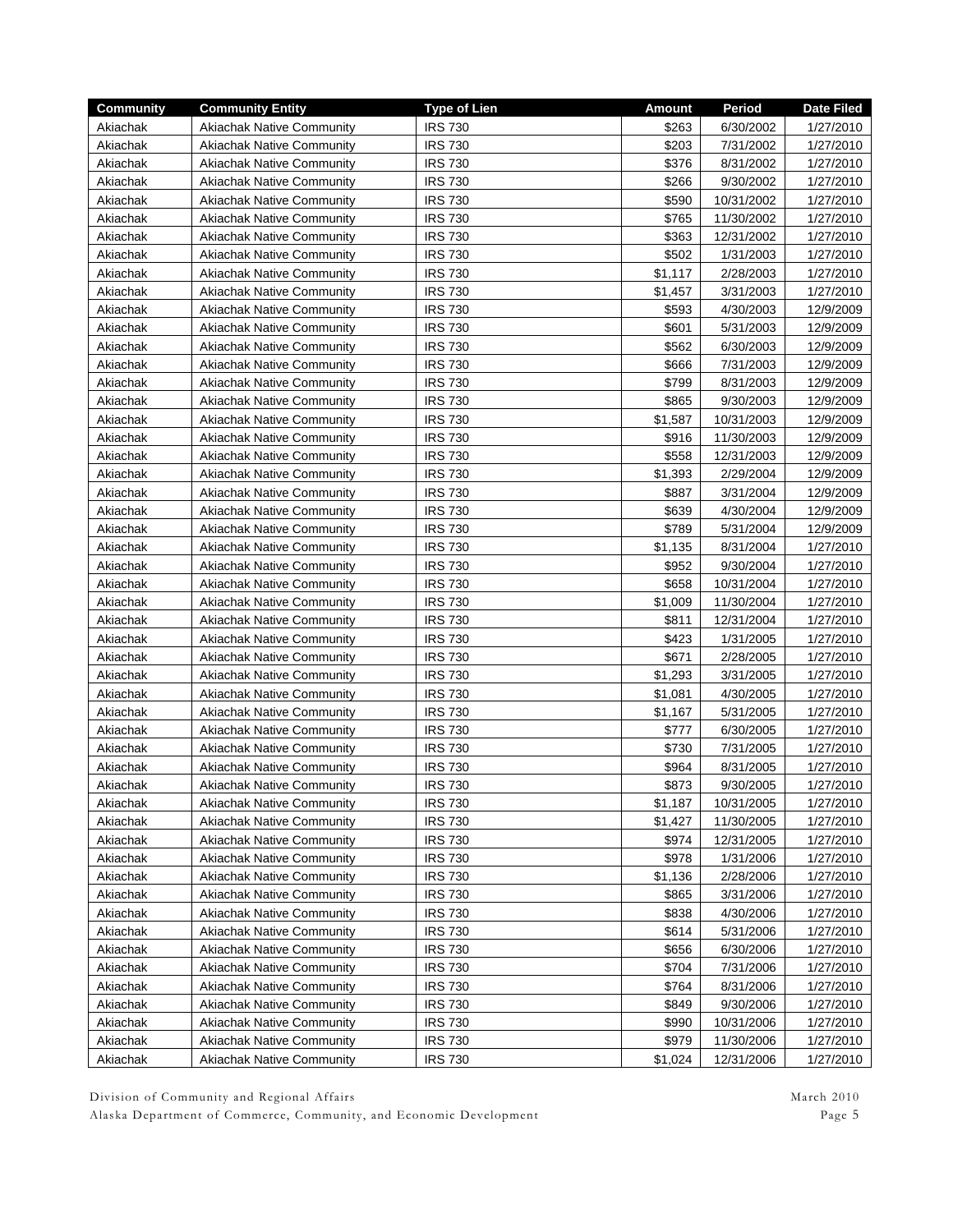| Community | Community Entity | Type of Lien | Amount | Period | Date Filed |
|---|---|---|---|---|---|
| Akiachak | Akiachak Native Community | IRS 730 | $263 | 6/30/2002 | 1/27/2010 |
| Akiachak | Akiachak Native Community | IRS 730 | $203 | 7/31/2002 | 1/27/2010 |
| Akiachak | Akiachak Native Community | IRS 730 | $376 | 8/31/2002 | 1/27/2010 |
| Akiachak | Akiachak Native Community | IRS 730 | $266 | 9/30/2002 | 1/27/2010 |
| Akiachak | Akiachak Native Community | IRS 730 | $590 | 10/31/2002 | 1/27/2010 |
| Akiachak | Akiachak Native Community | IRS 730 | $765 | 11/30/2002 | 1/27/2010 |
| Akiachak | Akiachak Native Community | IRS 730 | $363 | 12/31/2002 | 1/27/2010 |
| Akiachak | Akiachak Native Community | IRS 730 | $502 | 1/31/2003 | 1/27/2010 |
| Akiachak | Akiachak Native Community | IRS 730 | $1,117 | 2/28/2003 | 1/27/2010 |
| Akiachak | Akiachak Native Community | IRS 730 | $1,457 | 3/31/2003 | 1/27/2010 |
| Akiachak | Akiachak Native Community | IRS 730 | $593 | 4/30/2003 | 12/9/2009 |
| Akiachak | Akiachak Native Community | IRS 730 | $601 | 5/31/2003 | 12/9/2009 |
| Akiachak | Akiachak Native Community | IRS 730 | $562 | 6/30/2003 | 12/9/2009 |
| Akiachak | Akiachak Native Community | IRS 730 | $666 | 7/31/2003 | 12/9/2009 |
| Akiachak | Akiachak Native Community | IRS 730 | $799 | 8/31/2003 | 12/9/2009 |
| Akiachak | Akiachak Native Community | IRS 730 | $865 | 9/30/2003 | 12/9/2009 |
| Akiachak | Akiachak Native Community | IRS 730 | $1,587 | 10/31/2003 | 12/9/2009 |
| Akiachak | Akiachak Native Community | IRS 730 | $916 | 11/30/2003 | 12/9/2009 |
| Akiachak | Akiachak Native Community | IRS 730 | $558 | 12/31/2003 | 12/9/2009 |
| Akiachak | Akiachak Native Community | IRS 730 | $1,393 | 2/29/2004 | 12/9/2009 |
| Akiachak | Akiachak Native Community | IRS 730 | $887 | 3/31/2004 | 12/9/2009 |
| Akiachak | Akiachak Native Community | IRS 730 | $639 | 4/30/2004 | 12/9/2009 |
| Akiachak | Akiachak Native Community | IRS 730 | $789 | 5/31/2004 | 12/9/2009 |
| Akiachak | Akiachak Native Community | IRS 730 | $1,135 | 8/31/2004 | 1/27/2010 |
| Akiachak | Akiachak Native Community | IRS 730 | $952 | 9/30/2004 | 1/27/2010 |
| Akiachak | Akiachak Native Community | IRS 730 | $658 | 10/31/2004 | 1/27/2010 |
| Akiachak | Akiachak Native Community | IRS 730 | $1,009 | 11/30/2004 | 1/27/2010 |
| Akiachak | Akiachak Native Community | IRS 730 | $811 | 12/31/2004 | 1/27/2010 |
| Akiachak | Akiachak Native Community | IRS 730 | $423 | 1/31/2005 | 1/27/2010 |
| Akiachak | Akiachak Native Community | IRS 730 | $671 | 2/28/2005 | 1/27/2010 |
| Akiachak | Akiachak Native Community | IRS 730 | $1,293 | 3/31/2005 | 1/27/2010 |
| Akiachak | Akiachak Native Community | IRS 730 | $1,081 | 4/30/2005 | 1/27/2010 |
| Akiachak | Akiachak Native Community | IRS 730 | $1,167 | 5/31/2005 | 1/27/2010 |
| Akiachak | Akiachak Native Community | IRS 730 | $777 | 6/30/2005 | 1/27/2010 |
| Akiachak | Akiachak Native Community | IRS 730 | $730 | 7/31/2005 | 1/27/2010 |
| Akiachak | Akiachak Native Community | IRS 730 | $964 | 8/31/2005 | 1/27/2010 |
| Akiachak | Akiachak Native Community | IRS 730 | $873 | 9/30/2005 | 1/27/2010 |
| Akiachak | Akiachak Native Community | IRS 730 | $1,187 | 10/31/2005 | 1/27/2010 |
| Akiachak | Akiachak Native Community | IRS 730 | $1,427 | 11/30/2005 | 1/27/2010 |
| Akiachak | Akiachak Native Community | IRS 730 | $974 | 12/31/2005 | 1/27/2010 |
| Akiachak | Akiachak Native Community | IRS 730 | $978 | 1/31/2006 | 1/27/2010 |
| Akiachak | Akiachak Native Community | IRS 730 | $1,136 | 2/28/2006 | 1/27/2010 |
| Akiachak | Akiachak Native Community | IRS 730 | $865 | 3/31/2006 | 1/27/2010 |
| Akiachak | Akiachak Native Community | IRS 730 | $838 | 4/30/2006 | 1/27/2010 |
| Akiachak | Akiachak Native Community | IRS 730 | $614 | 5/31/2006 | 1/27/2010 |
| Akiachak | Akiachak Native Community | IRS 730 | $656 | 6/30/2006 | 1/27/2010 |
| Akiachak | Akiachak Native Community | IRS 730 | $704 | 7/31/2006 | 1/27/2010 |
| Akiachak | Akiachak Native Community | IRS 730 | $764 | 8/31/2006 | 1/27/2010 |
| Akiachak | Akiachak Native Community | IRS 730 | $849 | 9/30/2006 | 1/27/2010 |
| Akiachak | Akiachak Native Community | IRS 730 | $990 | 10/31/2006 | 1/27/2010 |
| Akiachak | Akiachak Native Community | IRS 730 | $979 | 11/30/2006 | 1/27/2010 |
| Akiachak | Akiachak Native Community | IRS 730 | $1,024 | 12/31/2006 | 1/27/2010 |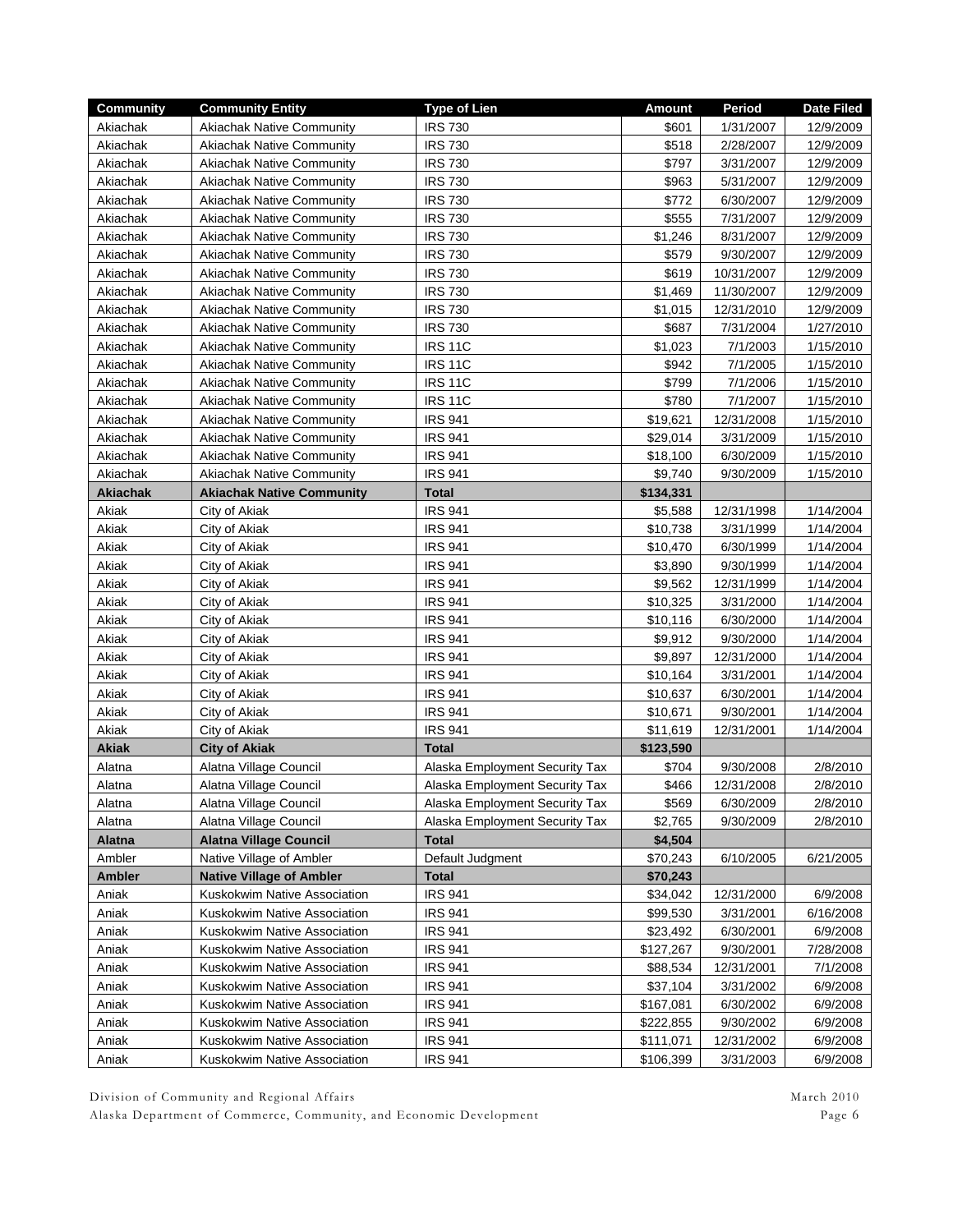| Community | Community Entity | Type of Lien | Amount | Period | Date Filed |
|---|---|---|---|---|---|
| Akiachak | Akiachak Native Community | IRS 730 | $601 | 1/31/2007 | 12/9/2009 |
| Akiachak | Akiachak Native Community | IRS 730 | $518 | 2/28/2007 | 12/9/2009 |
| Akiachak | Akiachak Native Community | IRS 730 | $797 | 3/31/2007 | 12/9/2009 |
| Akiachak | Akiachak Native Community | IRS 730 | $963 | 5/31/2007 | 12/9/2009 |
| Akiachak | Akiachak Native Community | IRS 730 | $772 | 6/30/2007 | 12/9/2009 |
| Akiachak | Akiachak Native Community | IRS 730 | $555 | 7/31/2007 | 12/9/2009 |
| Akiachak | Akiachak Native Community | IRS 730 | $1,246 | 8/31/2007 | 12/9/2009 |
| Akiachak | Akiachak Native Community | IRS 730 | $579 | 9/30/2007 | 12/9/2009 |
| Akiachak | Akiachak Native Community | IRS 730 | $619 | 10/31/2007 | 12/9/2009 |
| Akiachak | Akiachak Native Community | IRS 730 | $1,469 | 11/30/2007 | 12/9/2009 |
| Akiachak | Akiachak Native Community | IRS 730 | $1,015 | 12/31/2010 | 12/9/2009 |
| Akiachak | Akiachak Native Community | IRS 730 | $687 | 7/31/2004 | 1/27/2010 |
| Akiachak | Akiachak Native Community | IRS 11C | $1,023 | 7/1/2003 | 1/15/2010 |
| Akiachak | Akiachak Native Community | IRS 11C | $942 | 7/1/2005 | 1/15/2010 |
| Akiachak | Akiachak Native Community | IRS 11C | $799 | 7/1/2006 | 1/15/2010 |
| Akiachak | Akiachak Native Community | IRS 11C | $780 | 7/1/2007 | 1/15/2010 |
| Akiachak | Akiachak Native Community | IRS 941 | $19,621 | 12/31/2008 | 1/15/2010 |
| Akiachak | Akiachak Native Community | IRS 941 | $29,014 | 3/31/2009 | 1/15/2010 |
| Akiachak | Akiachak Native Community | IRS 941 | $18,100 | 6/30/2009 | 1/15/2010 |
| Akiachak | Akiachak Native Community | IRS 941 | $9,740 | 9/30/2009 | 1/15/2010 |
| **Akiachak** | **Akiachak Native Community** | **Total** | **$134,331** | | |
| Akiak | City of Akiak | IRS 941 | $5,588 | 12/31/1998 | 1/14/2004 |
| Akiak | City of Akiak | IRS 941 | $10,738 | 3/31/1999 | 1/14/2004 |
| Akiak | City of Akiak | IRS 941 | $10,470 | 6/30/1999 | 1/14/2004 |
| Akiak | City of Akiak | IRS 941 | $3,890 | 9/30/1999 | 1/14/2004 |
| Akiak | City of Akiak | IRS 941 | $9,562 | 12/31/1999 | 1/14/2004 |
| Akiak | City of Akiak | IRS 941 | $10,325 | 3/31/2000 | 1/14/2004 |
| Akiak | City of Akiak | IRS 941 | $10,116 | 6/30/2000 | 1/14/2004 |
| Akiak | City of Akiak | IRS 941 | $9,912 | 9/30/2000 | 1/14/2004 |
| Akiak | City of Akiak | IRS 941 | $9,897 | 12/31/2000 | 1/14/2004 |
| Akiak | City of Akiak | IRS 941 | $10,164 | 3/31/2001 | 1/14/2004 |
| Akiak | City of Akiak | IRS 941 | $10,637 | 6/30/2001 | 1/14/2004 |
| Akiak | City of Akiak | IRS 941 | $10,671 | 9/30/2001 | 1/14/2004 |
| Akiak | City of Akiak | IRS 941 | $11,619 | 12/31/2001 | 1/14/2004 |
| **Akiak** | **City of Akiak** | **Total** | **$123,590** | | |
| Alatna | Alatna Village Council | Alaska Employment Security Tax | $704 | 9/30/2008 | 2/8/2010 |
| Alatna | Alatna Village Council | Alaska Employment Security Tax | $466 | 12/31/2008 | 2/8/2010 |
| Alatna | Alatna Village Council | Alaska Employment Security Tax | $569 | 6/30/2009 | 2/8/2010 |
| Alatna | Alatna Village Council | Alaska Employment Security Tax | $2,765 | 9/30/2009 | 2/8/2010 |
| **Alatna** | **Alatna Village Council** | **Total** | **$4,504** | | |
| Ambler | Native Village of Ambler | Default Judgment | $70,243 | 6/10/2005 | 6/21/2005 |
| **Ambler** | **Native Village of Ambler** | **Total** | **$70,243** | | |
| Aniak | Kuskokwim Native Association | IRS 941 | $34,042 | 12/31/2000 | 6/9/2008 |
| Aniak | Kuskokwim Native Association | IRS 941 | $99,530 | 3/31/2001 | 6/16/2008 |
| Aniak | Kuskokwim Native Association | IRS 941 | $23,492 | 6/30/2001 | 6/9/2008 |
| Aniak | Kuskokwim Native Association | IRS 941 | $127,267 | 9/30/2001 | 7/28/2008 |
| Aniak | Kuskokwim Native Association | IRS 941 | $88,534 | 12/31/2001 | 7/1/2008 |
| Aniak | Kuskokwim Native Association | IRS 941 | $37,104 | 3/31/2002 | 6/9/2008 |
| Aniak | Kuskokwim Native Association | IRS 941 | $167,081 | 6/30/2002 | 6/9/2008 |
| Aniak | Kuskokwim Native Association | IRS 941 | $222,855 | 9/30/2002 | 6/9/2008 |
| Aniak | Kuskokwim Native Association | IRS 941 | $111,071 | 12/31/2002 | 6/9/2008 |
| Aniak | Kuskokwim Native Association | IRS 941 | $106,399 | 3/31/2003 | 6/9/2008 |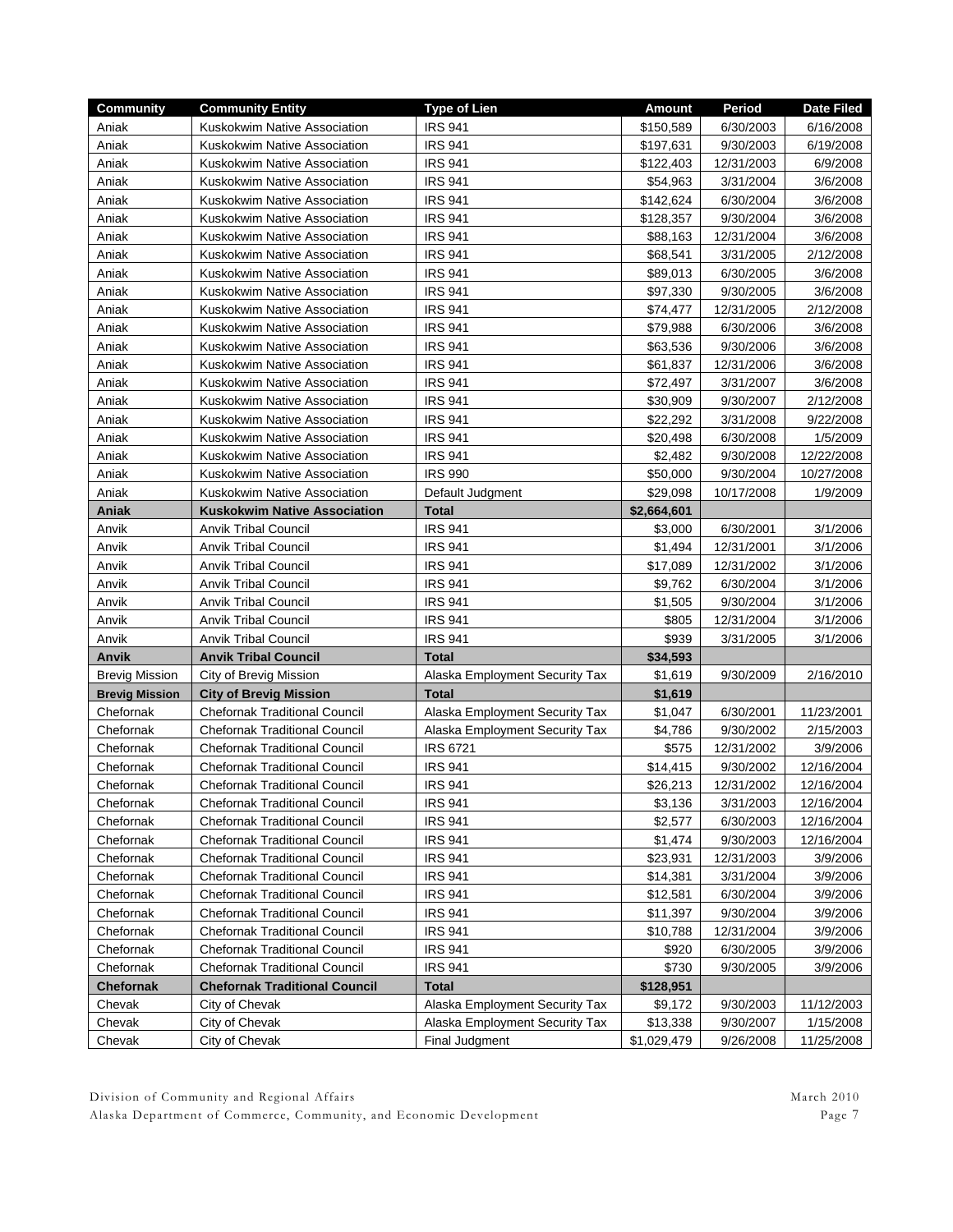| Community | Community Entity | Type of Lien | Amount | Period | Date Filed |
|---|---|---|---|---|---|
| Aniak | Kuskokwim Native Association | IRS 941 | $150,589 | 6/30/2003 | 6/16/2008 |
| Aniak | Kuskokwim Native Association | IRS 941 | $197,631 | 9/30/2003 | 6/19/2008 |
| Aniak | Kuskokwim Native Association | IRS 941 | $122,403 | 12/31/2003 | 6/9/2008 |
| Aniak | Kuskokwim Native Association | IRS 941 | $54,963 | 3/31/2004 | 3/6/2008 |
| Aniak | Kuskokwim Native Association | IRS 941 | $142,624 | 6/30/2004 | 3/6/2008 |
| Aniak | Kuskokwim Native Association | IRS 941 | $128,357 | 9/30/2004 | 3/6/2008 |
| Aniak | Kuskokwim Native Association | IRS 941 | $88,163 | 12/31/2004 | 3/6/2008 |
| Aniak | Kuskokwim Native Association | IRS 941 | $68,541 | 3/31/2005 | 2/12/2008 |
| Aniak | Kuskokwim Native Association | IRS 941 | $89,013 | 6/30/2005 | 3/6/2008 |
| Aniak | Kuskokwim Native Association | IRS 941 | $97,330 | 9/30/2005 | 3/6/2008 |
| Aniak | Kuskokwim Native Association | IRS 941 | $74,477 | 12/31/2005 | 2/12/2008 |
| Aniak | Kuskokwim Native Association | IRS 941 | $79,988 | 6/30/2006 | 3/6/2008 |
| Aniak | Kuskokwim Native Association | IRS 941 | $63,536 | 9/30/2006 | 3/6/2008 |
| Aniak | Kuskokwim Native Association | IRS 941 | $61,837 | 12/31/2006 | 3/6/2008 |
| Aniak | Kuskokwim Native Association | IRS 941 | $72,497 | 3/31/2007 | 3/6/2008 |
| Aniak | Kuskokwim Native Association | IRS 941 | $30,909 | 9/30/2007 | 2/12/2008 |
| Aniak | Kuskokwim Native Association | IRS 941 | $22,292 | 3/31/2008 | 9/22/2008 |
| Aniak | Kuskokwim Native Association | IRS 941 | $20,498 | 6/30/2008 | 1/5/2009 |
| Aniak | Kuskokwim Native Association | IRS 941 | $2,482 | 9/30/2008 | 12/22/2008 |
| Aniak | Kuskokwim Native Association | IRS 990 | $50,000 | 9/30/2004 | 10/27/2008 |
| Aniak | Kuskokwim Native Association | Default Judgment | $29,098 | 10/17/2008 | 1/9/2009 |
| **Aniak** | **Kuskokwim Native Association** | **Total** | **$2,664,601** | | |
| Anvik | Anvik Tribal Council | IRS 941 | $3,000 | 6/30/2001 | 3/1/2006 |
| Anvik | Anvik Tribal Council | IRS 941 | $1,494 | 12/31/2001 | 3/1/2006 |
| Anvik | Anvik Tribal Council | IRS 941 | $17,089 | 12/31/2002 | 3/1/2006 |
| Anvik | Anvik Tribal Council | IRS 941 | $9,762 | 6/30/2004 | 3/1/2006 |
| Anvik | Anvik Tribal Council | IRS 941 | $1,505 | 9/30/2004 | 3/1/2006 |
| Anvik | Anvik Tribal Council | IRS 941 | $805 | 12/31/2004 | 3/1/2006 |
| Anvik | Anvik Tribal Council | IRS 941 | $939 | 3/31/2005 | 3/1/2006 |
| **Anvik** | **Anvik Tribal Council** | **Total** | **$34,593** | | |
| Brevig Mission | City of Brevig Mission | Alaska Employment Security Tax | $1,619 | 9/30/2009 | 2/16/2010 |
| **Brevig Mission** | **City of Brevig Mission** | **Total** | **$1,619** | | |
| Chefornak | Chefornak Traditional Council | Alaska Employment Security Tax | $1,047 | 6/30/2001 | 11/23/2001 |
| Chefornak | Chefornak Traditional Council | Alaska Employment Security Tax | $4,786 | 9/30/2002 | 2/15/2003 |
| Chefornak | Chefornak Traditional Council | IRS 6721 | $575 | 12/31/2002 | 3/9/2006 |
| Chefornak | Chefornak Traditional Council | IRS 941 | $14,415 | 9/30/2002 | 12/16/2004 |
| Chefornak | Chefornak Traditional Council | IRS 941 | $26,213 | 12/31/2002 | 12/16/2004 |
| Chefornak | Chefornak Traditional Council | IRS 941 | $3,136 | 3/31/2003 | 12/16/2004 |
| Chefornak | Chefornak Traditional Council | IRS 941 | $2,577 | 6/30/2003 | 12/16/2004 |
| Chefornak | Chefornak Traditional Council | IRS 941 | $1,474 | 9/30/2003 | 12/16/2004 |
| Chefornak | Chefornak Traditional Council | IRS 941 | $23,931 | 12/31/2003 | 3/9/2006 |
| Chefornak | Chefornak Traditional Council | IRS 941 | $14,381 | 3/31/2004 | 3/9/2006 |
| Chefornak | Chefornak Traditional Council | IRS 941 | $12,581 | 6/30/2004 | 3/9/2006 |
| Chefornak | Chefornak Traditional Council | IRS 941 | $11,397 | 9/30/2004 | 3/9/2006 |
| Chefornak | Chefornak Traditional Council | IRS 941 | $10,788 | 12/31/2004 | 3/9/2006 |
| Chefornak | Chefornak Traditional Council | IRS 941 | $920 | 6/30/2005 | 3/9/2006 |
| Chefornak | Chefornak Traditional Council | IRS 941 | $730 | 9/30/2005 | 3/9/2006 |
| **Chefornak** | **Chefornak Traditional Council** | **Total** | **$128,951** | | |
| Chevak | City of Chevak | Alaska Employment Security Tax | $9,172 | 9/30/2003 | 11/12/2003 |
| Chevak | City of Chevak | Alaska Employment Security Tax | $13,338 | 9/30/2007 | 1/15/2008 |
| Chevak | City of Chevak | Final Judgment | $1,029,479 | 9/26/2008 | 11/25/2008 |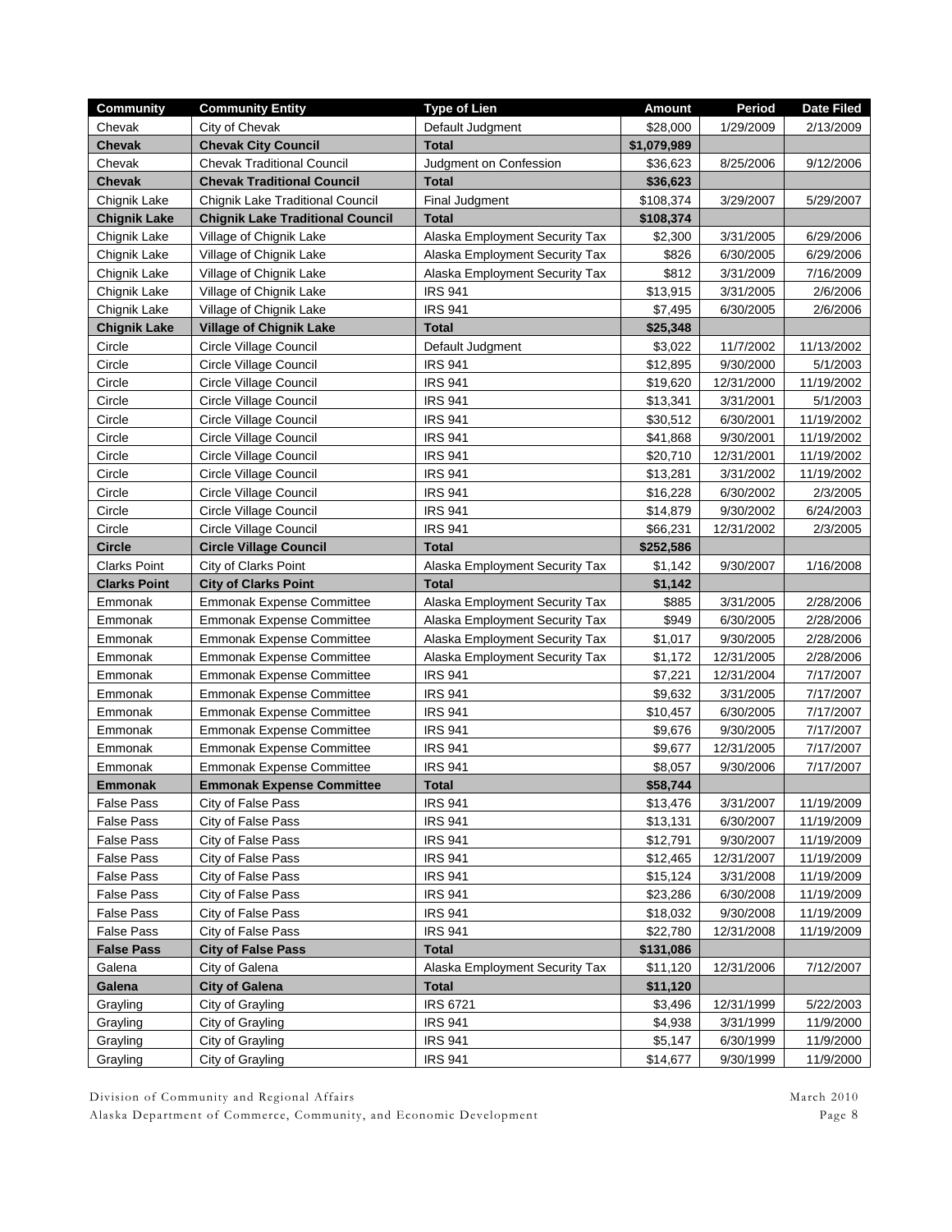| Community | Community Entity | Type of Lien | Amount | Period | Date Filed |
|---|---|---|---|---|---|
| Chevak | City of Chevak | Default Judgment | $28,000 | 1/29/2009 | 2/13/2009 |
| **Chevak** | **Chevak City Council** | **Total** | **$1,079,989** | | |
| Chevak | Chevak Traditional Council | Judgment on Confession | $36,623 | 8/25/2006 | 9/12/2006 |
| **Chevak** | **Chevak Traditional Council** | **Total** | **$36,623** | | |
| Chignik Lake | Chignik Lake Traditional Council | Final Judgment | $108,374 | 3/29/2007 | 5/29/2007 |
| **Chignik Lake** | **Chignik Lake Traditional Council** | **Total** | **$108,374** | | |
| Chignik Lake | Village of Chignik Lake | Alaska Employment Security Tax | $2,300 | 3/31/2005 | 6/29/2006 |
| Chignik Lake | Village of Chignik Lake | Alaska Employment Security Tax | $826 | 6/30/2005 | 6/29/2006 |
| Chignik Lake | Village of Chignik Lake | Alaska Employment Security Tax | $812 | 3/31/2009 | 7/16/2009 |
| Chignik Lake | Village of Chignik Lake | IRS 941 | $13,915 | 3/31/2005 | 2/6/2006 |
| Chignik Lake | Village of Chignik Lake | IRS 941 | $7,495 | 6/30/2005 | 2/6/2006 |
| **Chignik Lake** | **Village of Chignik Lake** | **Total** | **$25,348** | | |
| Circle | Circle Village Council | Default Judgment | $3,022 | 11/7/2002 | 11/13/2002 |
| Circle | Circle Village Council | IRS 941 | $12,895 | 9/30/2000 | 5/1/2003 |
| Circle | Circle Village Council | IRS 941 | $19,620 | 12/31/2000 | 11/19/2002 |
| Circle | Circle Village Council | IRS 941 | $13,341 | 3/31/2001 | 5/1/2003 |
| Circle | Circle Village Council | IRS 941 | $30,512 | 6/30/2001 | 11/19/2002 |
| Circle | Circle Village Council | IRS 941 | $41,868 | 9/30/2001 | 11/19/2002 |
| Circle | Circle Village Council | IRS 941 | $20,710 | 12/31/2001 | 11/19/2002 |
| Circle | Circle Village Council | IRS 941 | $13,281 | 3/31/2002 | 11/19/2002 |
| Circle | Circle Village Council | IRS 941 | $16,228 | 6/30/2002 | 2/3/2005 |
| Circle | Circle Village Council | IRS 941 | $14,879 | 9/30/2002 | 6/24/2003 |
| Circle | Circle Village Council | IRS 941 | $66,231 | 12/31/2002 | 2/3/2005 |
| **Circle** | **Circle Village Council** | **Total** | **$252,586** | | |
| Clarks Point | City of Clarks Point | Alaska Employment Security Tax | $1,142 | 9/30/2007 | 1/16/2008 |
| **Clarks Point** | **City of Clarks Point** | **Total** | **$1,142** | | |
| Emmonak | Emmonak Expense Committee | Alaska Employment Security Tax | $885 | 3/31/2005 | 2/28/2006 |
| Emmonak | Emmonak Expense Committee | Alaska Employment Security Tax | $949 | 6/30/2005 | 2/28/2006 |
| Emmonak | Emmonak Expense Committee | Alaska Employment Security Tax | $1,017 | 9/30/2005 | 2/28/2006 |
| Emmonak | Emmonak Expense Committee | Alaska Employment Security Tax | $1,172 | 12/31/2005 | 2/28/2006 |
| Emmonak | Emmonak Expense Committee | IRS 941 | $7,221 | 12/31/2004 | 7/17/2007 |
| Emmonak | Emmonak Expense Committee | IRS 941 | $9,632 | 3/31/2005 | 7/17/2007 |
| Emmonak | Emmonak Expense Committee | IRS 941 | $10,457 | 6/30/2005 | 7/17/2007 |
| Emmonak | Emmonak Expense Committee | IRS 941 | $9,676 | 9/30/2005 | 7/17/2007 |
| Emmonak | Emmonak Expense Committee | IRS 941 | $9,677 | 12/31/2005 | 7/17/2007 |
| Emmonak | Emmonak Expense Committee | IRS 941 | $8,057 | 9/30/2006 | 7/17/2007 |
| **Emmonak** | **Emmonak Expense Committee** | **Total** | **$58,744** | | |
| False Pass | City of False Pass | IRS 941 | $13,476 | 3/31/2007 | 11/19/2009 |
| False Pass | City of False Pass | IRS 941 | $13,131 | 6/30/2007 | 11/19/2009 |
| False Pass | City of False Pass | IRS 941 | $12,791 | 9/30/2007 | 11/19/2009 |
| False Pass | City of False Pass | IRS 941 | $12,465 | 12/31/2007 | 11/19/2009 |
| False Pass | City of False Pass | IRS 941 | $15,124 | 3/31/2008 | 11/19/2009 |
| False Pass | City of False Pass | IRS 941 | $23,286 | 6/30/2008 | 11/19/2009 |
| False Pass | City of False Pass | IRS 941 | $18,032 | 9/30/2008 | 11/19/2009 |
| False Pass | City of False Pass | IRS 941 | $22,780 | 12/31/2008 | 11/19/2009 |
| **False Pass** | **City of False Pass** | **Total** | **$131,086** | | |
| Galena | City of Galena | Alaska Employment Security Tax | $11,120 | 12/31/2006 | 7/12/2007 |
| **Galena** | **City of Galena** | **Total** | **$11,120** | | |
| Grayling | City of Grayling | IRS 6721 | $3,496 | 12/31/1999 | 5/22/2003 |
| Grayling | City of Grayling | IRS 941 | $4,938 | 3/31/1999 | 11/9/2000 |
| Grayling | City of Grayling | IRS 941 | $5,147 | 6/30/1999 | 11/9/2000 |
| Grayling | City of Grayling | IRS 941 | $14,677 | 9/30/1999 | 11/9/2000 |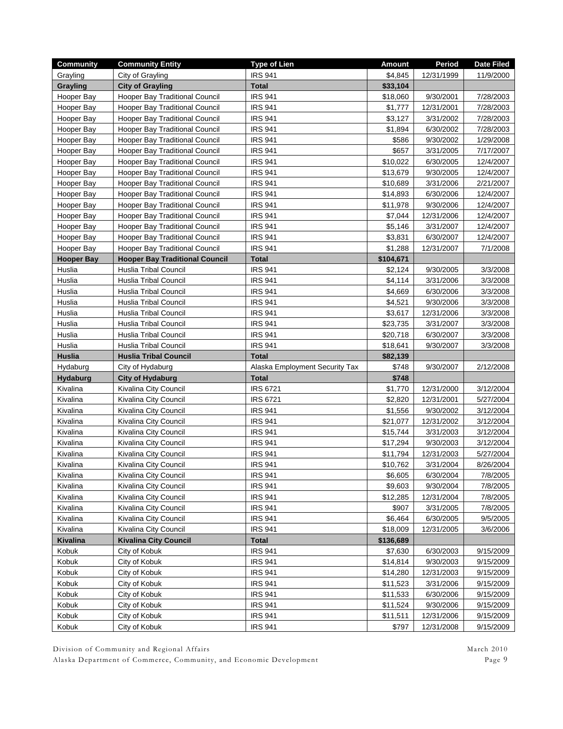| Community | Community Entity | Type of Lien | Amount | Period | Date Filed |
|---|---|---|---|---|---|
| Grayling | City of Grayling | IRS 941 | $4,845 | 12/31/1999 | 11/9/2000 |
| **Grayling** | **City of Grayling** | **Total** | **$33,104** | | |
| Hooper Bay | Hooper Bay Traditional Council | IRS 941 | $18,060 | 9/30/2001 | 7/28/2003 |
| Hooper Bay | Hooper Bay Traditional Council | IRS 941 | $1,777 | 12/31/2001 | 7/28/2003 |
| Hooper Bay | Hooper Bay Traditional Council | IRS 941 | $3,127 | 3/31/2002 | 7/28/2003 |
| Hooper Bay | Hooper Bay Traditional Council | IRS 941 | $1,894 | 6/30/2002 | 7/28/2003 |
| Hooper Bay | Hooper Bay Traditional Council | IRS 941 | $586 | 9/30/2002 | 1/29/2008 |
| Hooper Bay | Hooper Bay Traditional Council | IRS 941 | $657 | 3/31/2005 | 7/17/2007 |
| Hooper Bay | Hooper Bay Traditional Council | IRS 941 | $10,022 | 6/30/2005 | 12/4/2007 |
| Hooper Bay | Hooper Bay Traditional Council | IRS 941 | $13,679 | 9/30/2005 | 12/4/2007 |
| Hooper Bay | Hooper Bay Traditional Council | IRS 941 | $10,689 | 3/31/2006 | 2/21/2007 |
| Hooper Bay | Hooper Bay Traditional Council | IRS 941 | $14,893 | 6/30/2006 | 12/4/2007 |
| Hooper Bay | Hooper Bay Traditional Council | IRS 941 | $11,978 | 9/30/2006 | 12/4/2007 |
| Hooper Bay | Hooper Bay Traditional Council | IRS 941 | $7,044 | 12/31/2006 | 12/4/2007 |
| Hooper Bay | Hooper Bay Traditional Council | IRS 941 | $5,146 | 3/31/2007 | 12/4/2007 |
| Hooper Bay | Hooper Bay Traditional Council | IRS 941 | $3,831 | 6/30/2007 | 12/4/2007 |
| Hooper Bay | Hooper Bay Traditional Council | IRS 941 | $1,288 | 12/31/2007 | 7/1/2008 |
| **Hooper Bay** | **Hooper Bay Traditional Council** | **Total** | **$104,671** | | |
| Huslia | Huslia Tribal Council | IRS 941 | $2,124 | 9/30/2005 | 3/3/2008 |
| Huslia | Huslia Tribal Council | IRS 941 | $4,114 | 3/31/2006 | 3/3/2008 |
| Huslia | Huslia Tribal Council | IRS 941 | $4,669 | 6/30/2006 | 3/3/2008 |
| Huslia | Huslia Tribal Council | IRS 941 | $4,521 | 9/30/2006 | 3/3/2008 |
| Huslia | Huslia Tribal Council | IRS 941 | $3,617 | 12/31/2006 | 3/3/2008 |
| Huslia | Huslia Tribal Council | IRS 941 | $23,735 | 3/31/2007 | 3/3/2008 |
| Huslia | Huslia Tribal Council | IRS 941 | $20,718 | 6/30/2007 | 3/3/2008 |
| Huslia | Huslia Tribal Council | IRS 941 | $18,641 | 9/30/2007 | 3/3/2008 |
| **Huslia** | **Huslia Tribal Council** | **Total** | **$82,139** | | |
| Hydaburg | City of Hydaburg | Alaska Employment Security Tax | $748 | 9/30/2007 | 2/12/2008 |
| **Hydaburg** | **City of Hydaburg** | **Total** | **$748** | | |
| Kivalina | Kivalina City Council | IRS 6721 | $1,770 | 12/31/2000 | 3/12/2004 |
| Kivalina | Kivalina City Council | IRS 6721 | $2,820 | 12/31/2001 | 5/27/2004 |
| Kivalina | Kivalina City Council | IRS 941 | $1,556 | 9/30/2002 | 3/12/2004 |
| Kivalina | Kivalina City Council | IRS 941 | $21,077 | 12/31/2002 | 3/12/2004 |
| Kivalina | Kivalina City Council | IRS 941 | $15,744 | 3/31/2003 | 3/12/2004 |
| Kivalina | Kivalina City Council | IRS 941 | $17,294 | 9/30/2003 | 3/12/2004 |
| Kivalina | Kivalina City Council | IRS 941 | $11,794 | 12/31/2003 | 5/27/2004 |
| Kivalina | Kivalina City Council | IRS 941 | $10,762 | 3/31/2004 | 8/26/2004 |
| Kivalina | Kivalina City Council | IRS 941 | $6,605 | 6/30/2004 | 7/8/2005 |
| Kivalina | Kivalina City Council | IRS 941 | $9,603 | 9/30/2004 | 7/8/2005 |
| Kivalina | Kivalina City Council | IRS 941 | $12,285 | 12/31/2004 | 7/8/2005 |
| Kivalina | Kivalina City Council | IRS 941 | $907 | 3/31/2005 | 7/8/2005 |
| Kivalina | Kivalina City Council | IRS 941 | $6,464 | 6/30/2005 | 9/5/2005 |
| Kivalina | Kivalina City Council | IRS 941 | $18,009 | 12/31/2005 | 3/6/2006 |
| **Kivalina** | **Kivalina City Council** | **Total** | **$136,689** | | |
| Kobuk | City of Kobuk | IRS 941 | $7,630 | 6/30/2003 | 9/15/2009 |
| Kobuk | City of Kobuk | IRS 941 | $14,814 | 9/30/2003 | 9/15/2009 |
| Kobuk | City of Kobuk | IRS 941 | $14,280 | 12/31/2003 | 9/15/2009 |
| Kobuk | City of Kobuk | IRS 941 | $11,523 | 3/31/2006 | 9/15/2009 |
| Kobuk | City of Kobuk | IRS 941 | $11,533 | 6/30/2006 | 9/15/2009 |
| Kobuk | City of Kobuk | IRS 941 | $11,524 | 9/30/2006 | 9/15/2009 |
| Kobuk | City of Kobuk | IRS 941 | $11,511 | 12/31/2006 | 9/15/2009 |
| Kobuk | City of Kobuk | IRS 941 | $797 | 12/31/2008 | 9/15/2009 |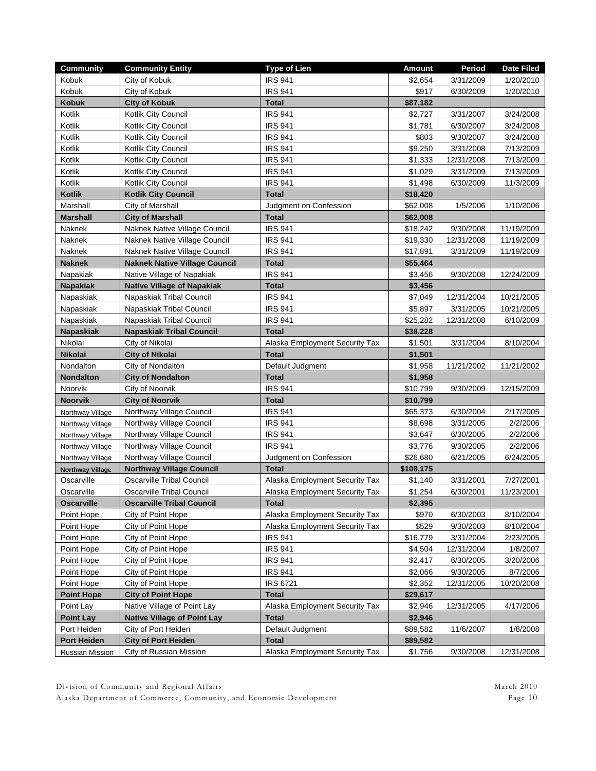| Community | Community Entity | Type of Lien | Amount | Period | Date Filed |
|---|---|---|---|---|---|
| Kobuk | City of Kobuk | IRS 941 | $2,654 | 3/31/2009 | 1/20/2010 |
| Kobuk | City of Kobuk | IRS 941 | $917 | 6/30/2009 | 1/20/2010 |
| **Kobuk** | **City of Kobuk** | **Total** | **$87,182** | | |
| Kotlik | Kotlik City Council | IRS 941 | $2,727 | 3/31/2007 | 3/24/2008 |
| Kotlik | Kotlik City Council | IRS 941 | $1,781 | 6/30/2007 | 3/24/2008 |
| Kotlik | Kotlik City Council | IRS 941 | $803 | 9/30/2007 | 3/24/2008 |
| Kotlik | Kotlik City Council | IRS 941 | $9,250 | 3/31/2008 | 7/13/2009 |
| Kotlik | Kotlik City Council | IRS 941 | $1,333 | 12/31/2008 | 7/13/2009 |
| Kotlik | Kotlik City Council | IRS 941 | $1,029 | 3/31/2009 | 7/13/2009 |
| Kotlik | Kotlik City Council | IRS 941 | $1,498 | 6/30/2009 | 11/3/2009 |
| **Kotlik** | **Kotlik City Council** | **Total** | **$18,420** | | |
| Marshall | City of Marshall | Judgment on Confession | $62,008 | 1/5/2006 | 1/10/2006 |
| **Marshall** | **City of Marshall** | **Total** | **$62,008** | | |
| Naknek | Naknek Native Village Council | IRS 941 | $18,242 | 9/30/2008 | 11/19/2009 |
| Naknek | Naknek Native Village Council | IRS 941 | $19,330 | 12/31/2008 | 11/19/2009 |
| Naknek | Naknek Native Village Council | IRS 941 | $17,891 | 3/31/2009 | 11/19/2009 |
| **Naknek** | **Naknek Native Village Council** | **Total** | **$55,464** | | |
| Napakiak | Native Village of Napakiak | IRS 941 | $3,456 | 9/30/2008 | 12/24/2009 |
| **Napakiak** | **Native Village of Napakiak** | **Total** | **$3,456** | | |
| Napaskiak | Napaskiak Tribal Council | IRS 941 | $7,049 | 12/31/2004 | 10/21/2005 |
| Napaskiak | Napaskiak Tribal Council | IRS 941 | $5,897 | 3/31/2005 | 10/21/2005 |
| Napaskiak | Napaskiak Tribal Council | IRS 941 | $25,282 | 12/31/2008 | 6/10/2009 |
| **Napaskiak** | **Napaskiak Tribal Council** | **Total** | **$38,228** | | |
| Nikolai | City of Nikolai | Alaska Employment Security Tax | $1,501 | 3/31/2004 | 8/10/2004 |
| **Nikolai** | **City of Nikolai** | **Total** | **$1,501** | | |
| Nondalton | City of Nondalton | Default Judgment | $1,958 | 11/21/2002 | 11/21/2002 |
| **Nondalton** | **City of Nondalton** | **Total** | **$1,958** | | |
| Noorvik | City of Noorvik | IRS 941 | $10,799 | 9/30/2009 | 12/15/2009 |
| **Noorvik** | **City of Noorvik** | **Total** | **$10,799** | | |
| Northway Village | Northway Village Council | IRS 941 | $65,373 | 6/30/2004 | 2/17/2005 |
| Northway Village | Northway Village Council | IRS 941 | $8,698 | 3/31/2005 | 2/2/2006 |
| Northway Village | Northway Village Council | IRS 941 | $3,647 | 6/30/2005 | 2/2/2006 |
| Northway Village | Northway Village Council | IRS 941 | $3,776 | 9/30/2005 | 2/2/2006 |
| Northway Village | Northway Village Council | Judgment on Confession | $26,680 | 6/21/2005 | 6/24/2005 |
| **Northway Village** | **Northway Village Council** | **Total** | **$108,175** | | |
| Oscarville | Oscarville Tribal Council | Alaska Employment Security Tax | $1,140 | 3/31/2001 | 7/27/2001 |
| Oscarville | Oscarville Tribal Council | Alaska Employment Security Tax | $1,254 | 6/30/2001 | 11/23/2001 |
| **Oscarville** | **Oscarville Tribal Council** | **Total** | **$2,395** | | |
| Point Hope | City of Point Hope | Alaska Employment Security Tax | $970 | 6/30/2003 | 8/10/2004 |
| Point Hope | City of Point Hope | Alaska Employment Security Tax | $529 | 9/30/2003 | 8/10/2004 |
| Point Hope | City of Point Hope | IRS 941 | $16,779 | 3/31/2004 | 2/23/2005 |
| Point Hope | City of Point Hope | IRS 941 | $4,504 | 12/31/2004 | 1/8/2007 |
| Point Hope | City of Point Hope | IRS 941 | $2,417 | 6/30/2005 | 3/20/2006 |
| Point Hope | City of Point Hope | IRS 941 | $2,066 | 9/30/2005 | 8/7/2006 |
| Point Hope | City of Point Hope | IRS 6721 | $2,352 | 12/31/2005 | 10/20/2008 |
| **Point Hope** | **City of Point Hope** | **Total** | **$29,617** | | |
| Point Lay | Native Village of Point Lay | Alaska Employment Security Tax | $2,946 | 12/31/2005 | 4/17/2006 |
| **Point Lay** | **Native Village of Point Lay** | **Total** | **$2,946** | | |
| Port Heiden | City of Port Heiden | Default Judgment | $89,582 | 11/6/2007 | 1/8/2008 |
| **Port Heiden** | **City of Port Heiden** | **Total** | **$89,582** | | |
| Russian Mission | City of Russian Mission | Alaska Employment Security Tax | $1,756 | 9/30/2008 | 12/31/2008 |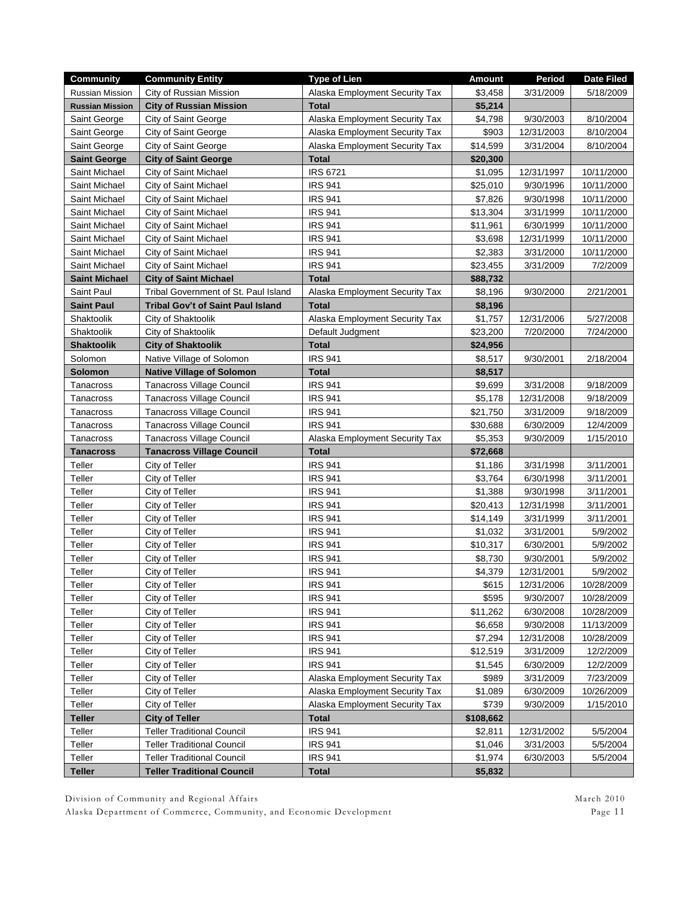| Community | Community Entity | Type of Lien | Amount | Period | Date Filed |
|---|---|---|---|---|---|
| Russian Mission | City of Russian Mission | Alaska Employment Security Tax | $3,458 | 3/31/2009 | 5/18/2009 |
| **Russian Mission** | **City of Russian Mission** | **Total** | **$5,214** | | |
| Saint George | City of Saint George | Alaska Employment Security Tax | $4,798 | 9/30/2003 | 8/10/2004 |
| Saint George | City of Saint George | Alaska Employment Security Tax | $903 | 12/31/2003 | 8/10/2004 |
| Saint George | City of Saint George | Alaska Employment Security Tax | $14,599 | 3/31/2004 | 8/10/2004 |
| **Saint George** | **City of Saint George** | **Total** | **$20,300** | | |
| Saint Michael | City of Saint Michael | IRS 6721 | $1,095 | 12/31/1997 | 10/11/2000 |
| Saint Michael | City of Saint Michael | IRS 941 | $25,010 | 9/30/1996 | 10/11/2000 |
| Saint Michael | City of Saint Michael | IRS 941 | $7,826 | 9/30/1998 | 10/11/2000 |
| Saint Michael | City of Saint Michael | IRS 941 | $13,304 | 3/31/1999 | 10/11/2000 |
| Saint Michael | City of Saint Michael | IRS 941 | $11,961 | 6/30/1999 | 10/11/2000 |
| Saint Michael | City of Saint Michael | IRS 941 | $3,698 | 12/31/1999 | 10/11/2000 |
| Saint Michael | City of Saint Michael | IRS 941 | $2,383 | 3/31/2000 | 10/11/2000 |
| Saint Michael | City of Saint Michael | IRS 941 | $23,455 | 3/31/2009 | 7/2/2009 |
| **Saint Michael** | **City of Saint Michael** | **Total** | **$88,732** | | |
| Saint Paul | Tribal Government of St. Paul Island | Alaska Employment Security Tax | $8,196 | 9/30/2000 | 2/21/2001 |
| **Saint Paul** | **Tribal Gov't of Saint Paul Island** | **Total** | **$8,196** | | |
| Shaktoolik | City of Shaktoolik | Alaska Employment Security Tax | $1,757 | 12/31/2006 | 5/27/2008 |
| Shaktoolik | City of Shaktoolik | Default Judgment | $23,200 | 7/20/2000 | 7/24/2000 |
| **Shaktoolik** | **City of Shaktoolik** | **Total** | **$24,956** | | |
| Solomon | Native Village of Solomon | IRS 941 | $8,517 | 9/30/2001 | 2/18/2004 |
| **Solomon** | **Native Village of Solomon** | **Total** | **$8,517** | | |
| Tanacross | Tanacross Village Council | IRS 941 | $9,699 | 3/31/2008 | 9/18/2009 |
| Tanacross | Tanacross Village Council | IRS 941 | $5,178 | 12/31/2008 | 9/18/2009 |
| Tanacross | Tanacross Village Council | IRS 941 | $21,750 | 3/31/2009 | 9/18/2009 |
| Tanacross | Tanacross Village Council | IRS 941 | $30,688 | 6/30/2009 | 12/4/2009 |
| Tanacross | Tanacross Village Council | Alaska Employment Security Tax | $5,353 | 9/30/2009 | 1/15/2010 |
| **Tanacross** | **Tanacross Village Council** | **Total** | **$72,668** | | |
| Teller | City of Teller | IRS 941 | $1,186 | 3/31/1998 | 3/11/2001 |
| Teller | City of Teller | IRS 941 | $3,764 | 6/30/1998 | 3/11/2001 |
| Teller | City of Teller | IRS 941 | $1,388 | 9/30/1998 | 3/11/2001 |
| Teller | City of Teller | IRS 941 | $20,413 | 12/31/1998 | 3/11/2001 |
| Teller | City of Teller | IRS 941 | $14,149 | 3/31/1999 | 3/11/2001 |
| Teller | City of Teller | IRS 941 | $1,032 | 3/31/2001 | 5/9/2002 |
| Teller | City of Teller | IRS 941 | $10,317 | 6/30/2001 | 5/9/2002 |
| Teller | City of Teller | IRS 941 | $8,730 | 9/30/2001 | 5/9/2002 |
| Teller | City of Teller | IRS 941 | $4,379 | 12/31/2001 | 5/9/2002 |
| Teller | City of Teller | IRS 941 | $615 | 12/31/2006 | 10/28/2009 |
| Teller | City of Teller | IRS 941 | $595 | 9/30/2007 | 10/28/2009 |
| Teller | City of Teller | IRS 941 | $11,262 | 6/30/2008 | 10/28/2009 |
| Teller | City of Teller | IRS 941 | $6,658 | 9/30/2008 | 11/13/2009 |
| Teller | City of Teller | IRS 941 | $7,294 | 12/31/2008 | 10/28/2009 |
| Teller | City of Teller | IRS 941 | $12,519 | 3/31/2009 | 12/2/2009 |
| Teller | City of Teller | IRS 941 | $1,545 | 6/30/2009 | 12/2/2009 |
| Teller | City of Teller | Alaska Employment Security Tax | $989 | 3/31/2009 | 7/23/2009 |
| Teller | City of Teller | Alaska Employment Security Tax | $1,089 | 6/30/2009 | 10/26/2009 |
| Teller | City of Teller | Alaska Employment Security Tax | $739 | 9/30/2009 | 1/15/2010 |
| **Teller** | **City of Teller** | **Total** | **$108,662** | | |
| Teller | Teller Traditional Council | IRS 941 | $2,811 | 12/31/2002 | 5/5/2004 |
| Teller | Teller Traditional Council | IRS 941 | $1,046 | 3/31/2003 | 5/5/2004 |
| Teller | Teller Traditional Council | IRS 941 | $1,974 | 6/30/2003 | 5/5/2004 |
| **Teller** | **Teller Traditional Council** | **Total** | **$5,832** | | |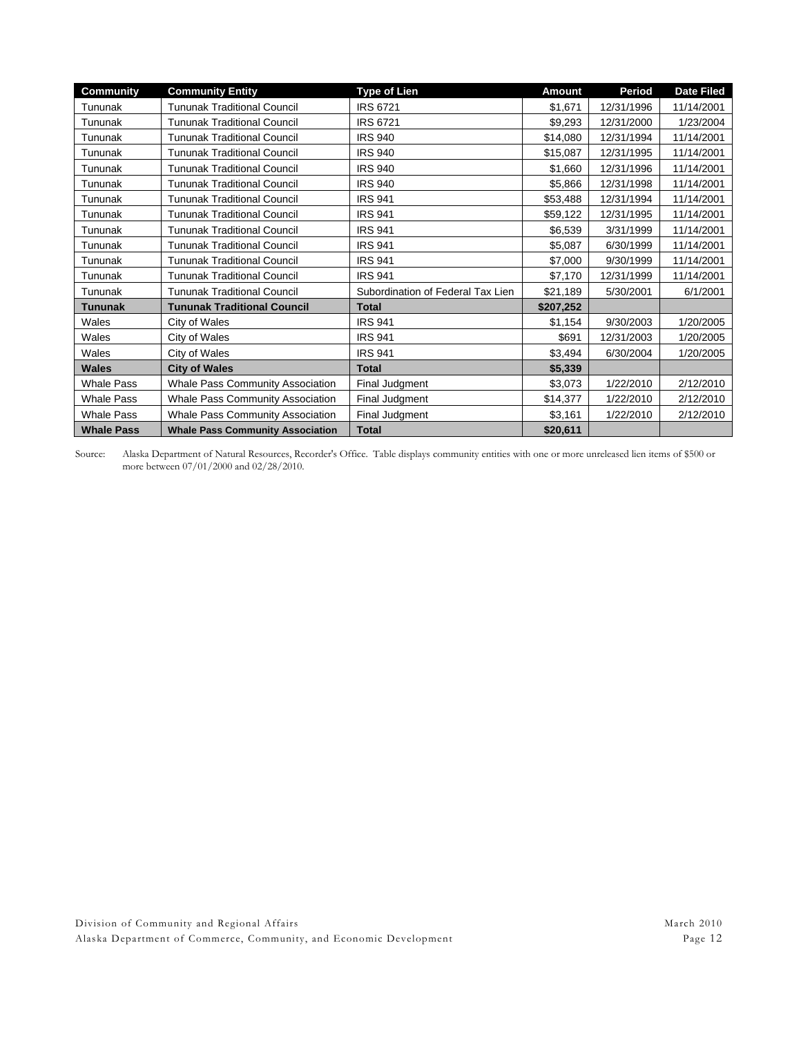| Community | Community Entity | Type of Lien | Amount | Period | Date Filed |
|---|---|---|---|---|---|
| Tununak | Tununak Traditional Council | IRS 6721 | $1,671 | 12/31/1996 | 11/14/2001 |
| Tununak | Tununak Traditional Council | IRS 6721 | $9,293 | 12/31/2000 | 1/23/2004 |
| Tununak | Tununak Traditional Council | IRS 940 | $14,080 | 12/31/1994 | 11/14/2001 |
| Tununak | Tununak Traditional Council | IRS 940 | $15,087 | 12/31/1995 | 11/14/2001 |
| Tununak | Tununak Traditional Council | IRS 940 | $1,660 | 12/31/1996 | 11/14/2001 |
| Tununak | Tununak Traditional Council | IRS 940 | $5,866 | 12/31/1998 | 11/14/2001 |
| Tununak | Tununak Traditional Council | IRS 941 | $53,488 | 12/31/1994 | 11/14/2001 |
| Tununak | Tununak Traditional Council | IRS 941 | $59,122 | 12/31/1995 | 11/14/2001 |
| Tununak | Tununak Traditional Council | IRS 941 | $6,539 | 3/31/1999 | 11/14/2001 |
| Tununak | Tununak Traditional Council | IRS 941 | $5,087 | 6/30/1999 | 11/14/2001 |
| Tununak | Tununak Traditional Council | IRS 941 | $7,000 | 9/30/1999 | 11/14/2001 |
| Tununak | Tununak Traditional Council | IRS 941 | $7,170 | 12/31/1999 | 11/14/2001 |
| Tununak | Tununak Traditional Council | Subordination of Federal Tax Lien | $21,189 | 5/30/2001 | 6/1/2001 |
| **Tununak** | **Tununak Traditional Council** | **Total** | **$207,252** | | |
| Wales | City of Wales | IRS 941 | $1,154 | 9/30/2003 | 1/20/2005 |
| Wales | City of Wales | IRS 941 | $691 | 12/31/2003 | 1/20/2005 |
| Wales | City of Wales | IRS 941 | $3,494 | 6/30/2004 | 1/20/2005 |
| **Wales** | **City of Wales** | **Total** | **$5,339** | | |
| Whale Pass | Whale Pass Community Association | Final Judgment | $3,073 | 1/22/2010 | 2/12/2010 |
| Whale Pass | Whale Pass Community Association | Final Judgment | $14,377 | 1/22/2010 | 2/12/2010 |
| Whale Pass | Whale Pass Community Association | Final Judgment | $3,161 | 1/22/2010 | 2/12/2010 |
| **Whale Pass** | **Whale Pass Community Association** | **Total** | **$20,611** | | |

Source: Alaska Department of Natural Resources, Recorder's Office. Table displays community entities with one or more unreleased lien items of $500 or more between 07/01/2000 and 02/28/2010.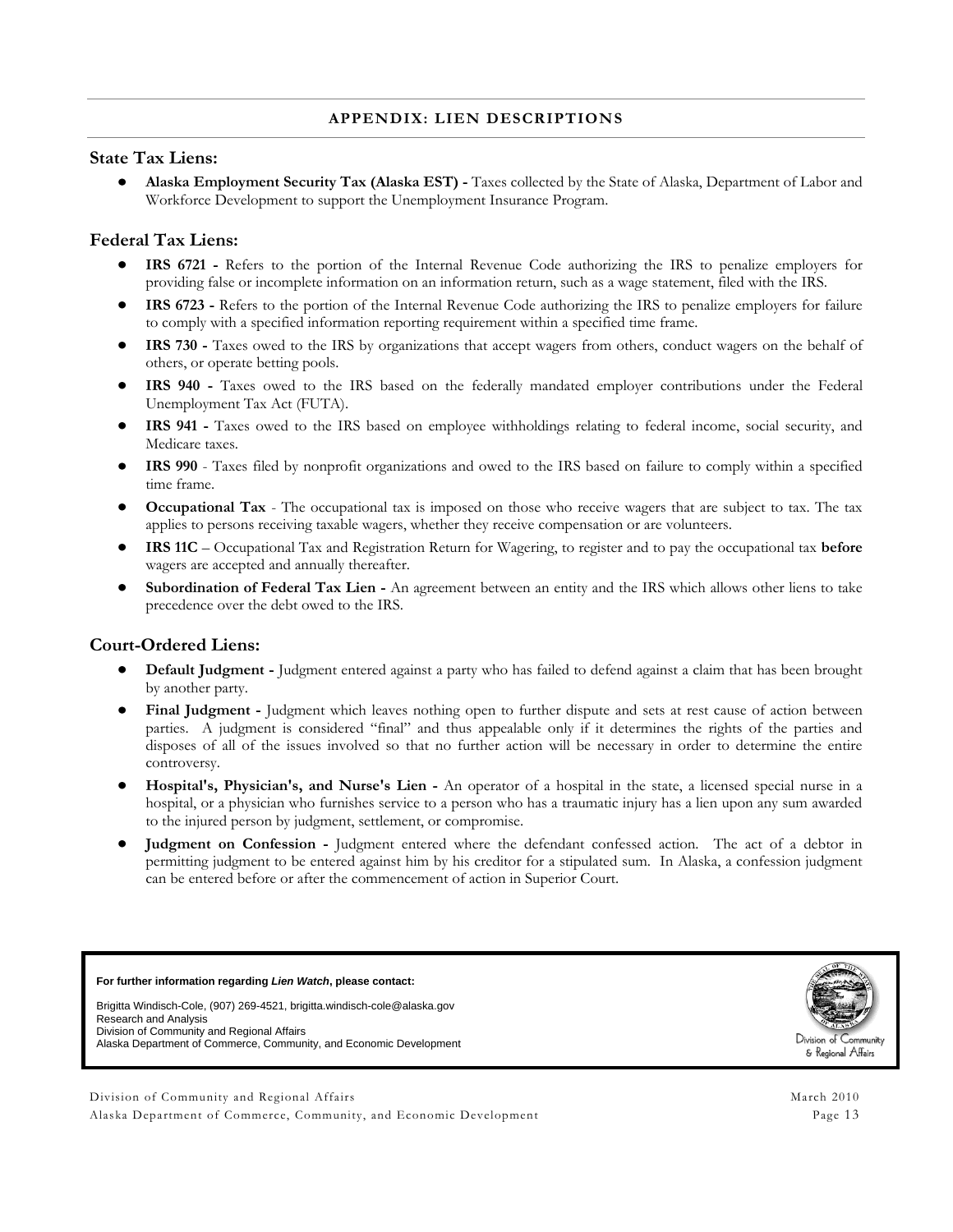## APPENDIX: LIEN DESCRIPTIONS

### State Tax Liens:

- **Alaska Employment Security Tax (Alaska EST) -** Taxes collected by the State of Alaska, Department of Labor and Workforce Development to support the Unemployment Insurance Program.

### Federal Tax Liens:

- **IRS 6721 -** Refers to the portion of the Internal Revenue Code authorizing the IRS to penalize employers for providing false or incomplete information on an information return, such as a wage statement, filed with the IRS.
- **IRS 6723 -** Refers to the portion of the Internal Revenue Code authorizing the IRS to penalize employers for failure to comply with a specified information reporting requirement within a specified time frame.
- **IRS 730 -** Taxes owed to the IRS by organizations that accept wagers from others, conduct wagers on the behalf of others, or operate betting pools.
- **IRS 940 -** Taxes owed to the IRS based on the federally mandated employer contributions under the Federal Unemployment Tax Act (FUTA).
- **IRS 941 -** Taxes owed to the IRS based on employee withholdings relating to federal income, social security, and Medicare taxes.
- **IRS 990** - Taxes filed by nonprofit organizations and owed to the IRS based on failure to comply within a specified time frame.
- **Occupational Tax** - The occupational tax is imposed on those who receive wagers that are subject to tax. The tax applies to persons receiving taxable wagers, whether they receive compensation or are volunteers.
- **IRS 11C** – Occupational Tax and Registration Return for Wagering, to register and to pay the occupational tax **before** wagers are accepted and annually thereafter.
- **Subordination of Federal Tax Lien -** An agreement between an entity and the IRS which allows other liens to take precedence over the debt owed to the IRS.

### Court-Ordered Liens:

- **Default Judgment -** Judgment entered against a party who has failed to defend against a claim that has been brought by another party.
- **Final Judgment -** Judgment which leaves nothing open to further dispute and sets at rest cause of action between parties. A judgment is considered "final" and thus appealable only if it determines the rights of the parties and disposes of all of the issues involved so that no further action will be necessary in order to determine the entire controversy.
- **Hospital's, Physician's, and Nurse's Lien -** An operator of a hospital in the state, a licensed special nurse in a hospital, or a physician who furnishes service to a person who has a traumatic injury has a lien upon any sum awarded to the injured person by judgment, settlement, or compromise.
- **Judgment on Confession -** Judgment entered where the defendant confessed action. The act of a debtor in permitting judgment to be entered against him by his creditor for a stipulated sum. In Alaska, a confession judgment can be entered before or after the commencement of action in Superior Court.

**For further information regarding *Lien Watch*, please contact:**

Brigitta Windisch-Cole, (907) 269-4521, brigitta.windisch-cole@alaska.gov
Research and Analysis
Division of Community and Regional Affairs
Alaska Department of Commerce, Community, and Economic Development

Division of Community & Regional Affairs